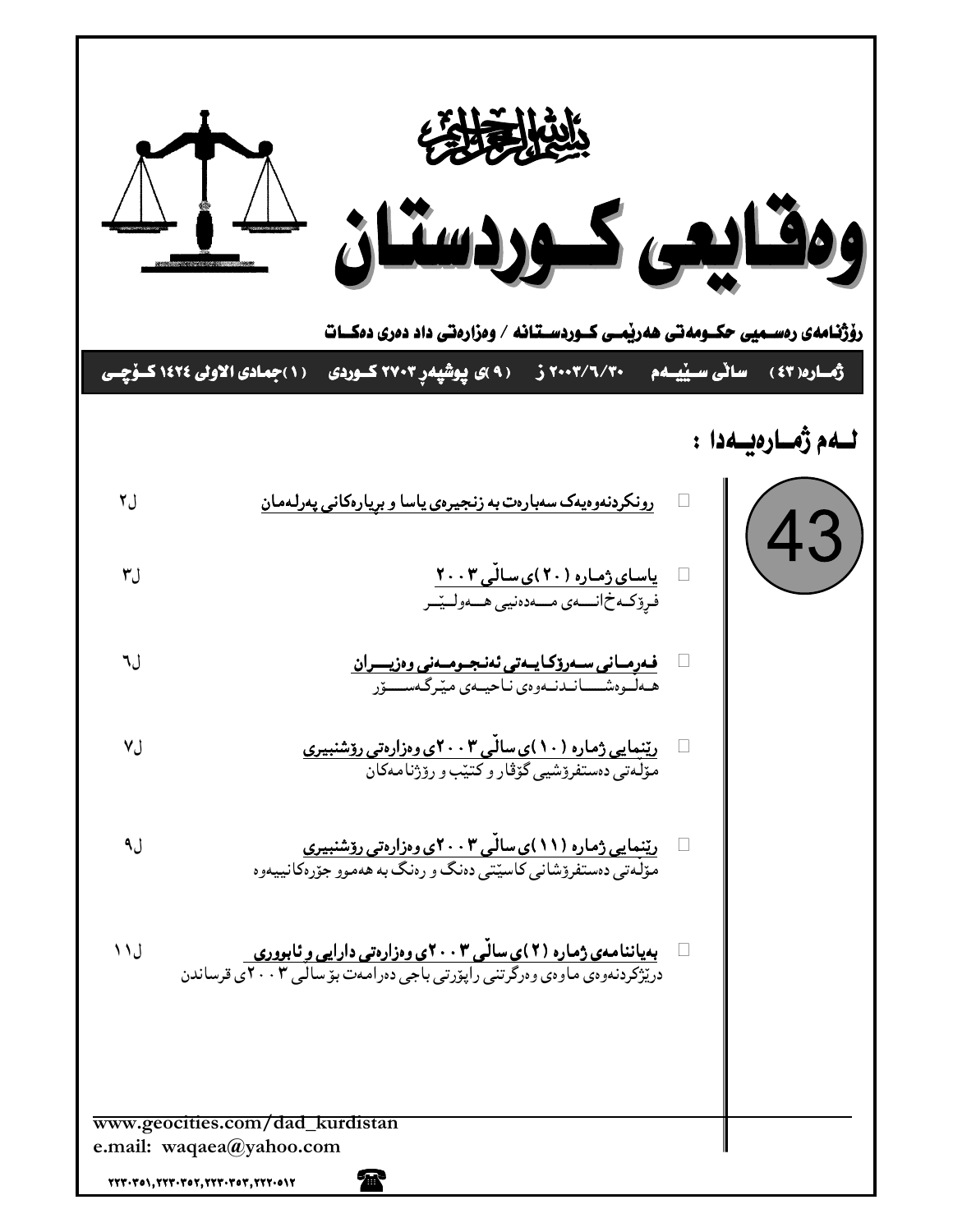بسم الله الرحمن الرحيم

# وەقایعی کوردستان

**ڕۆژنامەی ڕەسمیی حکومەتی هەرێمی کوردستانە / وەزارەتی داد دەری دەکات**

**ژمارە(٤٣) سالی سێیەم ٢٠٠٣/٦/٣٠ ز (٩)ی پوشپەڕ ٢٧٠٣ کوردی (١)جمادی الاولی ١٤٢٤ کۆچی**

## لەم ژمارەیەدا :

43

- **ڕونکردنەوەیەک سەبارەت بە زنجیرەی یاسا و بڕیارەکانی پەرلەمان** ل٢
- **یاسای ژمارە (٢٠)ی ساڵی ٢٠٠٣** ل٣
  فرۆکەخانەی مەدەنیی هەولێر
- **فەرمانی سەرۆکایەتی ئەنجومەنی وەزیران** ل٦
  هەڵوەشاندنەوەی ناحیەی مێرگەسۆر
- **ڕێنمایی ژمارە (١٠)ی ساڵی ٢٠٠٣ی وەزارەتی ڕۆشنبیری** ل٧
  مۆڵەتی دەستفرۆشیی گۆڤار و کتێب و ڕۆژنامەکان
- **ڕێنمایی ژمارە (١١)ی ساڵی ٢٠٠٣ی وەزارەتی ڕۆشنبیری** ل٩
  مۆڵەتی دەستفرۆشانی کاسێتی دەنگ و ڕەنگ بە هەموو جۆرەکانییەوە
- **بەیاننامەی ژمارە (٢)ی ساڵی ٢٠٠٣ی وەزارەتی دارایی و ئابووری** ل١١
  درێژکردنەوەی ماوەی وەرگرتنی ڕاپۆرتی باجی دەرامەت بۆ ساڵی ٢٠٠٣ی قرساندن

www.geocities.com/dad_kurdistan
e.mail: waqaea@yahoo.com

٢٢٣٠٣٥١,٢٢٣٠٣٥٢,٢٢٣٠٣٥٣,٢٢٢٠٥١٢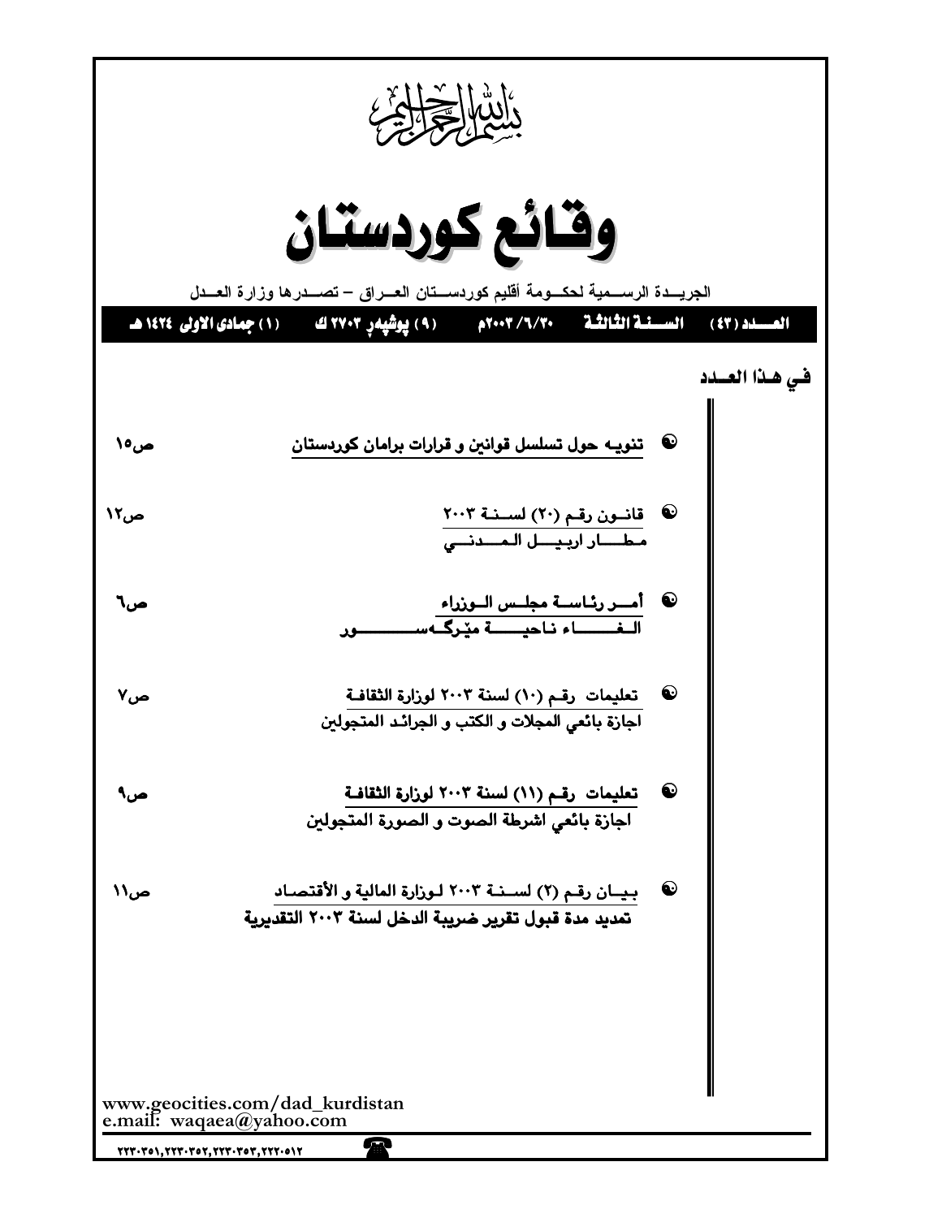بسم الله الرحمن الرحيم

# وقائع كوردستان

الجريدة الرسمية لحكومة أقليم كوردستان العراق – تصدرها وزارة العدل

**العدد (٤٣) السنة الثالثة ٢٠٠٣/٦/٣٠م (٩) پوشپەڕ ٢٧٠٣ ك (١) جمادى الاولى ١٤٢٤ هـ**

## في هذا العدد

- تنويه حول تسلسل قوانين و قرارات برامان كوردستان — ص١٥
- قانون رقم (٢٠) لسنة ٢٠٠٣ مطار اربيل المدني — ص١٢
- أمر رئاسة مجلس الوزراء الغاء ناحية مێرگەسور — ص٦
- تعليمات رقم (١٠) لسنة ٢٠٠٣ لوزارة الثقافة اجازة بائعي المجلات و الكتب و الجرائد المتجولين — ص٧
- تعليمات رقم (١١) لسنة ٢٠٠٣ لوزارة الثقافة اجازة بائعي اشرطة الصوت و الصورة المتجولين — ص٩
- بيان رقم (٢) لسنة ٢٠٠٣ لوزارة المالية و الأقتصاد تمديد مدة قبول تقرير ضريبة الدخل لسنة ٢٠٠٣ التقديرية — ص١١

www.geocities.com/dad_kurdistan
e.mail: waqaea@yahoo.com

٢٢٣٠٣٥١،٢٢٣٠٣٥٢،٢٢٣٠٣٥٣،٢٢٢٠٥١٢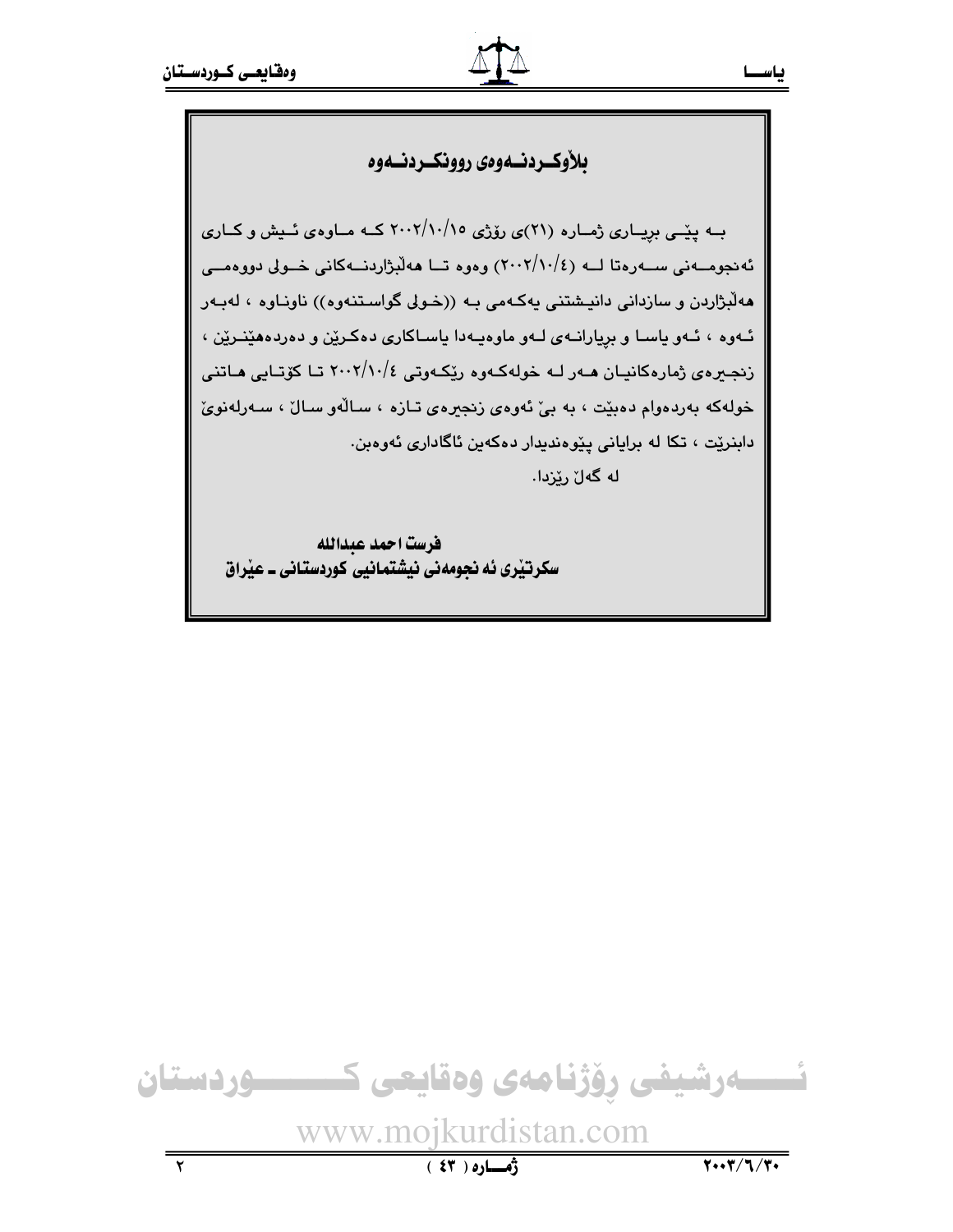## بلاْوكـردنـەوەى روونكـردنـەوە

بـە پێـى بڕيـارى ژمـارە (٢١)ى رۆژى ٢٠٠٢/١٠/١٥ كـە مـاوەى ئـيش و كـارى ئەنجومـەنى سـەرەتا لـە (٢٠٠٢/١٠/٤) وەوە تـا هەلْبژاردنـەكانى خـولى دووەمـى هەلْبژاردن و سازدانى دانيـشتنى يەكـەمى بـە ((خـولى گواسـتنەوە)) ناونـاوە ، لەبـەر ئـەوە ، ئـەو ياسـا و بڕيارانـەى لـەو ماوەيـەدا ياسـاكارى دەكـرێن و دەردەهێنـرێن ، زنجـيرەى ژمارەكانيـان هـەر لـە خولەكـەوە رێكـەوتى ٢٠٠٢/١٠/٤ تـا كۆتـايى هـاتنى خولەكە بەردەوام دەبێت ، بە بێ ئەوەى زنجيرەى تـازە ، سـالْەو سـالْ ، سـەرلەنوێ دابنرێت ، تكا لە برايانى پێوەنديدار دەكەين ئاگادارى ئەوەبن.

لە گەلْ رێزدا.

**فرست احمد عبدالله**
**سكرتێرى ئە نجومەنى نيشتمانيى كوردستانى ـ عێراق**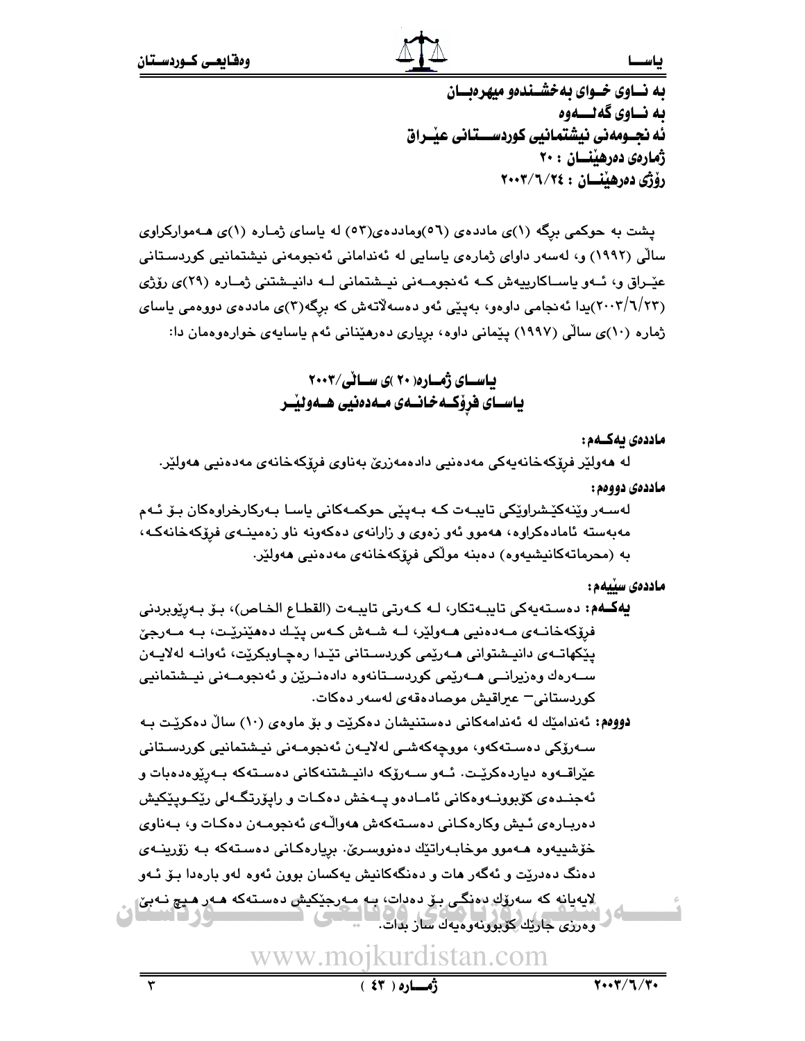به نـاوی خـوای بهخشـندهو میهرهبـان

به نـاوی گهلـــهوه

ئه نجـومهنی نیشتمانیی کوردســتانی عیّـراق

ژمارەی دەرهێنــان : ٢٠

رۆژی دەرهێنــان : ٢٠٠٣/٦/٢٤

پشت به حوکمی برگە (١)ی ماددەی (٥٦)وماددەی(٥٣) له یاسای ژمـاره (١)ی هـەموارکراوی ساڵی (١٩٩٢) و، لەسەر داوای ژمارەی یاسایی له ئەندامانی ئەنجومەنی نیشتمانیی کوردستانی عێـراق و، ئــەو یاسـاکارییەش کــە ئەنجومــەنی نیـشتمانی لــە دانیـشتنی ژمـارە (٢٩)ی رۆژی (٢٠٠٣/٦/٢٣)یدا ئەنجامی داوەو، بەپێی ئەو دەسەڵاتەش کە برگە(٣)ی ماددەی دووەمی یاسای ژمارە (١٠)ی ساڵی (١٩٩٧) پێمانی داوە، بریاری دەرهێنانی ئەم یاسایەی خوارەوەمان دا:

## یاسـای ژمـاره( ٢٠ )ی سـاڵی/٢٠٠٣
## یاسـای فرۆکـەخانـەی مـەدەنیی هـەولێـر

**ماددەی یەکــەم:**

له هەولێر فرۆکەخانەیەکی مەدەنیی دادەمەزرێ بەناوی فرۆکەخانەی مەدەنیی هەولێر.

**ماددەی دووەم:**

لەسـەر وێنەکێـشراوێکی تایبـەت کـە بـەپێی حوکمـەکانی یاسـا بـەرکارخراوەکان بـۆ ئـەم مەبەستە ئامادەکراوە، هەموو ئەو زەوی و زارانەی دەکەونە ناو زەمینـەی فرۆکەخانەکـە، بە (محرماتەکانیشیەوە) دەبنە موڵکی فرۆکەخانەی مەدەنیی هەولێر.

**ماددەی سێیەم:**

**یەکــەم:** دەسـتەیەکی تایبـەتکار، لـە کـەرتی تایبـەت (القطـاع الخـاص)، بـۆ بـەرێوبردنی فرۆکەخانـەی مـەدەنیی هـەولێر، لـە شـەش کـەس پێـك دەهێنرێـت، بـە مـەرجێ پێکهاتـەی دانیـشتوانی هـەرێمی کوردسـتانی تێـدا رەچـاوبکرێت، ئەوانـە لەلایـەن سـەرەك وەزیرانــی هــەرێمی کوردســتانەوە دادەنــرێن و ئەنجومــەنی نیـشتمانیی کوردستانی– عیراقیش موصادەقەی لەسەر دەکات.

**دووەم:** ئەندامێك له ئەندامەکانی دەستنیشان دەکرێت و بۆ ماوەی (١٠) ساڵ دەکرێت بـە سـەرۆکی دەسـتەکەو، مووچەکەشـی لەلایـەن ئەنجومـەنی نیـشتمانیی کوردسـتانی عێراقـەوە دیاردەکرێـت. ئـەو سـەرۆکە دانیـشتنەکانی دەسـتەکە بـەرێوەدەبات و ئەجنـدەی کۆبوونـەوەکانی ئامـادەو پـەخش دەکـات و راپۆرتگـەلی رێکـوپێکیش دەربـارەی ئـیش وکارەکـانی دەسـتەکەش هەواڵـەی ئەنجومـەن دەکـات و، بـەناوی خۆشییەوە هـەموو موخابـەراتێك دەنووسـرێ. بریارەکـانی دەسـتەکە بـە زۆرینـەی دەنگ دەدرێت و ئەگەر هات و دەنگەکانیش یەکسان بوون ئەوە لەو بارەدا بـۆ ئـەو لایەیانە کە سەرۆك دەنگی بـۆ دەدات، بـە مـەرجێکیش دەسـتەکە هـەر هـیچ نـەبێ وەرزی جارێك کۆبوونەوەیەك ساز بدات.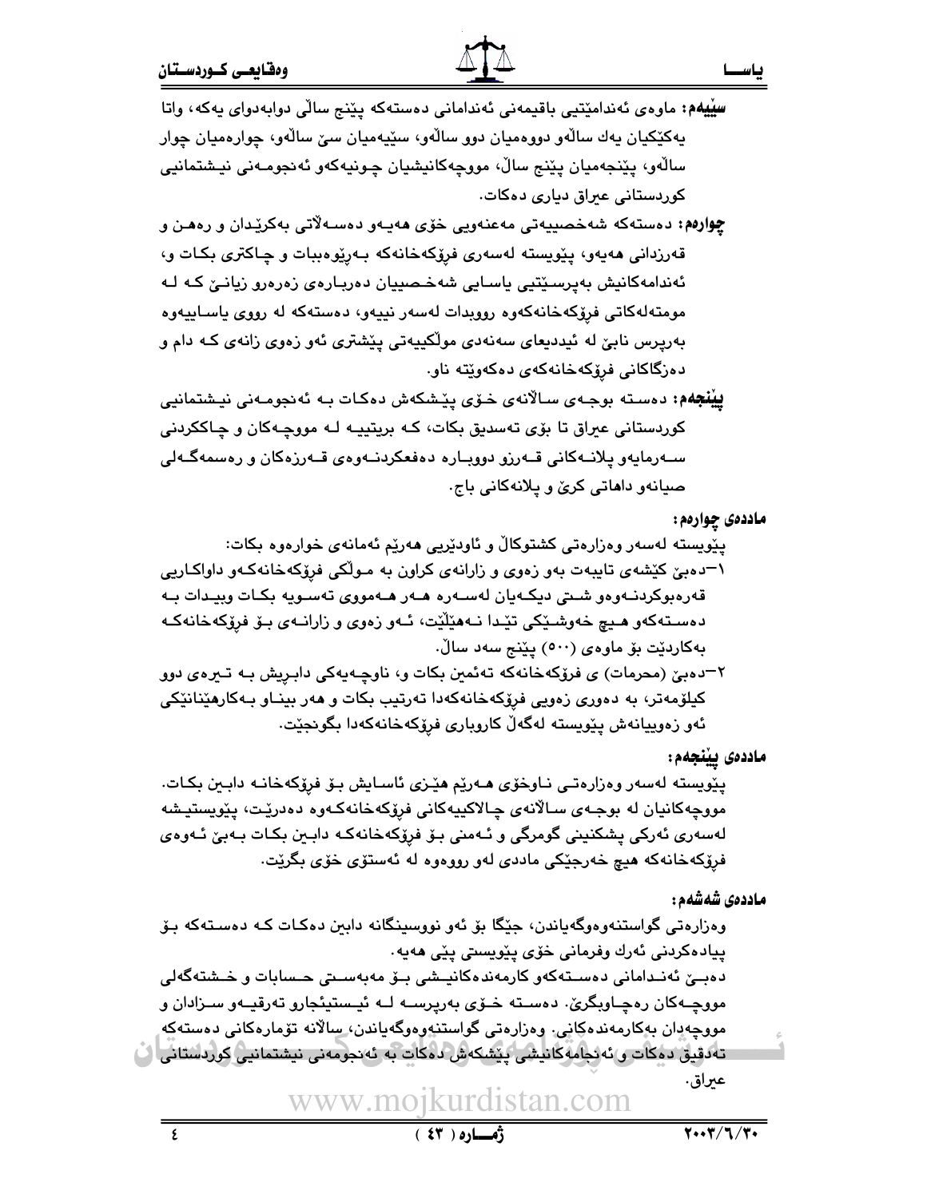**سێیەم:** ماوەی ئەندامێتیی باقیمەنی ئەندامانی دەستەکە پێنج ساڵی دوابەدوای یەکە، واتا یەکێکیان یەك ساڵەو دووەمیان دوو ساڵەو، سێیەمیان سێ ساڵەو، چوارەمیان چوار ساڵەو، پێنجەمیان پێنج ساڵ، مووچەکانیشیان چونیەکەو ئەنجومەنی نیشتمانیی کوردستانی عێراق دیاری دەکات.

**چوارەم:** دەستەکە شەخصییەتی مەعنەویی خۆی هەیەو دەسەڵاتی بەکرێدان و رەهن و قەرزدانی هەیەو، پێویستە لەسەری فرۆکەخانەکە بەرێوەببات و چاکتری بکات و، ئەندامەکانیش بەپرسێتیی یاسایی شەخصییان دەربارەی زەرەرو زیانێ کە لە مومتەلەکاتی فرۆکەخانەکەوە رووبدات لەسەر نییەو، دەستەکە لە رووی یاساییەوە بەرپرس نابێ لە ئیددیعای سەنەدی موڵکییەتی پێشتری ئەو زەوی زانەی کە دام و دەزگاکانی فرۆکەخانەکەی دەکەوێتە ناو.

**پێنجەم:** دەستە بوجەی ساڵانەی خۆی پێشکەش دەکات بە ئەنجومەنی نیشتمانیی کوردستانی عێراق تا بۆی تەسدیق بکات، کە بریتییە لە مووچەکان و چاککردنی سەرمایەو پلانەکانی قەرزو دووبارە دەفعکردنەوەی قەرزەکان و رەسمەگەلی صیانەو داهاتی کرێ و پلانەکانی باج.

**ماددەی چوارەم:**

پێویستە لەسەر وەزارەتی کشتوکاڵ و ئاودێریی هەرێم ئەمانەی خوارەوە بکات:

١- دەبێ کێشەی تایبەت بەو زەوی و زارانەی کراون بە موڵکی فرۆکەخانەکەو داواکاریی قەرەبوکردنەوەو شتی دیکەیان لەسەرە هەر هەمووی تەسویە بکات وبیدات بە دەستەکەو هیچ خەوشێکی تێدا نەهێڵێت، ئەو زەوی و زارانەی بۆ فرۆکەخانەکە بەکاردێت بۆ ماوەی (٥٠٠) پێنج سەد ساڵ.

٢- دەبێ (محرمات) ی فرۆکەخانەکە تەئمین بکات و، ناوچەیەکی دابڕیش بە تیرەی دوو کیلۆمەتر، بە دەوری زەویی فرۆکەخانەکەدا تەرتیب بکات و هەر بیناو بەکارهێنانێکی ئەو زەوییانەش پێویستە لەگەڵ کاروباری فرۆکەخانەکەدا بگونجێت.

**ماددەی پێنجەم:**

پێویستە لەسەر وەزارەتی ناوخۆی هەرێم هێزی ئاسایش بۆ فرۆکەخانە دابین بکات. مووچەکانیان لە بوجەی ساڵانەی چالاکییەکانی فرۆکەخانەکەوە دەدرێت، پێویستیشە لەسەری ئەرکی پشکنینی گومرگی و ئەمنی بۆ فرۆکەخانەکە دابین بکات بەبێ ئەوەی فرۆکەخانەکە هیچ خەرجێکی ماددی لەو رووەوە لە ئەستۆی خۆی بگرێت.

**ماددەی شەشەم:**

وەزارەتی گواستنەوەوگەیاندن، جێگا بۆ ئەو نووسینگانە دابین دەکات کە دەستەکە بۆ پیادەکردنی ئەرك وفرمانی خۆی پێویستی پێی هەیە.

دەبێ ئەندامانی دەستەکەو کارمەندەکانیشی بۆ مەبەستی حسابات و خشتەگەلی مووچەکان رەچاوبگرێ. دەستە خۆی بەرپرسە لە ئیستیئجارو تەرقیەو سزادان و مووچەدان بەکارمەندەکانی. وەزارەتی گواستنەوەوگەیاندن، ساڵانە تۆمارەکانی دەستەکە تەدقیق دەکات و ئەنجامەکانیشی پێشکەش دەکات بە ئەنجومەنی نیشتمانیی کوردستانی عێراق.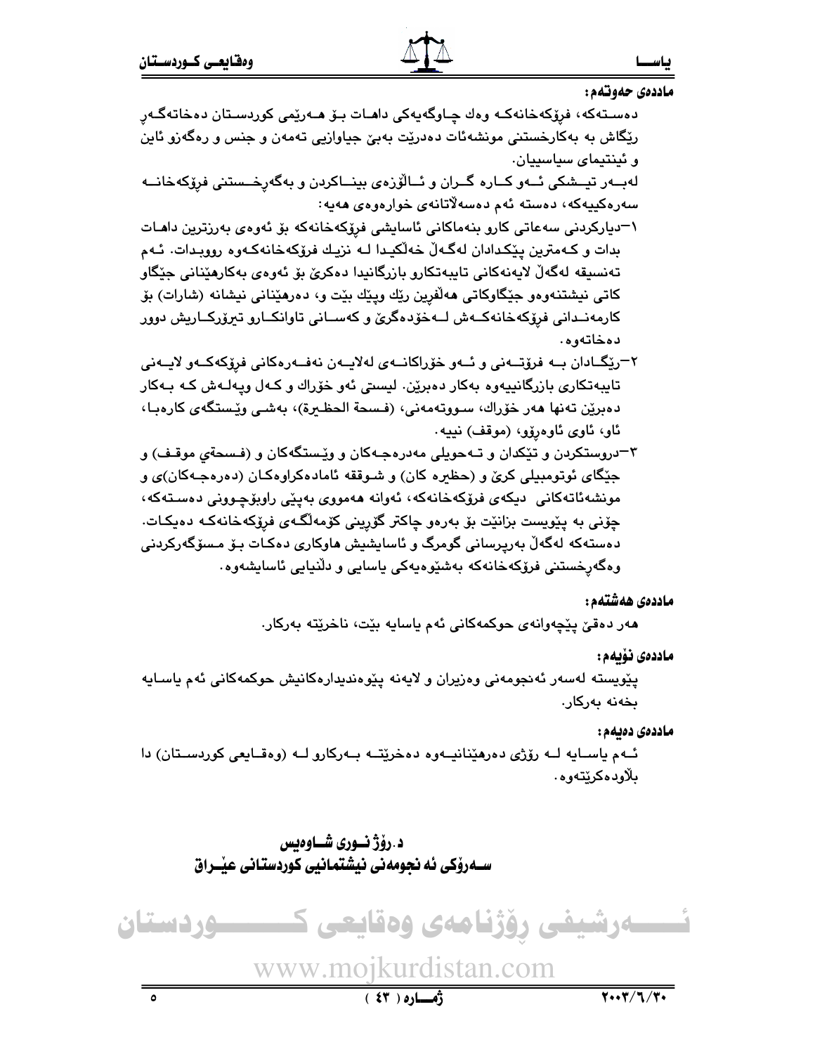**ماددەی حەوتەم:**

دەستەکە، فرۆکەخانەکە وەك چاوگەیەکی داهات بۆ هەرێمی کوردستان دەخاتەگەڕ ڕێگاش بە بەکارخستنی مونشەئات دەدرێت بەبێ جیاوازیی تەمەن و جنس و ڕەگەزو ئاین و ئینتیمای سیاسییان.

لەبەر تیشکی ئەو کارە گران و ئالۆزەی بیناکردن و بەگەڕخستنی فرۆکەخانە سەرەکییەکە، دەستە ئەم دەسەڵاتانەی خوارەوەی هەیە:

١-دیارکردنی سەعاتی کارو بنەماکانی ئاسایشی فرۆکەخانەکە بۆ ئەوەی بەرزترین داهات بدات و کەمترین پێکدادان لەگەڵ خەڵکیدا لە نزیك فرۆکەخانەکەوە ڕووبدات. ئەم تەنسیقە لەگەڵ لایەنەکانی تایبەتکارو بازرگانیدا دەکرێ بۆ ئەوەی بەکارهێنانی جێگاو کاتی نیشتنەوەو جێگاوکاتی هەڵفرین ڕێك وپێك بێت و، دەرهێنانی نیشانە (شارات) بۆ کارمەندانی فرۆکەخانەکەش لەخۆدەگرێ و کەسانی تاوانکارو تیرۆرکاریش دوور دەخاتەوە.

٢-ڕێگادان بە فرۆتنی و ئەو خۆراکانەی لەلایەن نەفەرەکانی فرۆکەکەو لایەنی تایبەتکاری بازرگانییەوە بەکار دەبرێن. لیستی ئەو خۆراك و کەل وپەلەش کە بەکار دەبرێن تەنها هەر خۆراك، سووتەمەنی، (فسحة الحظيرة)، بەشی وێستگەی کارەبا، ئاو، ئاوی ئاوەڕۆو، (موقف) نییە.

٣-دروستکردن و تێکدان و تەحویلی مەدرەجەکان و وێستگەکان و (فسحةي موقف) و جێگای ئوتومبیلی کرێ و (حظيره كان) و شوققە ئامادەکراوەکان (دەرەجەکان)ی و مونشەئاتەکانی دیکەی فرۆکەخانەکە، ئەوانە هەمووی بەپێی ڕاوبۆچوونی دەستەکە، چۆنی بە پێویست بزانێت بۆ بەرەو چاکتر گۆڕینی کۆمەڵگەی فرۆکەخانەکە دەیکات. دەستەکە لەگەڵ بەرپرسانی گومرگ و ئاسایشیش هاوکاری دەکات بۆ مسۆگەرکردنی وەگەڕخستنی فرۆکەخانەکە بەشێوەیەکی یاسایی و دڵنیایی ئاسایشەوە.

**ماددەی هەشتەم:**

هەر دەقێ پێچەوانەی حوکمەکانی ئەم یاسایە بێت، ناخرێتە بەرکار.

**ماددەی نۆیەم:**

پێویستە لەسەر ئەنجومەنی وەزیران و لایەنە پێوەندیدارەکانیش حوکمەکانی ئەم یاسایە بخەنە بەرکار.

**ماددەی دەیەم:**

ئەم یاسایە لە ڕۆژی دەرهێنانییەوە دەخرێتە بەرکارو لە (وەقایعی کوردستان) دا بڵاودەکرێتەوە.

**د.ڕۆژ نوری شاوەیس**
**سەرۆکی ئەنجومەنی نیشتمانیی کوردستانی عێراق**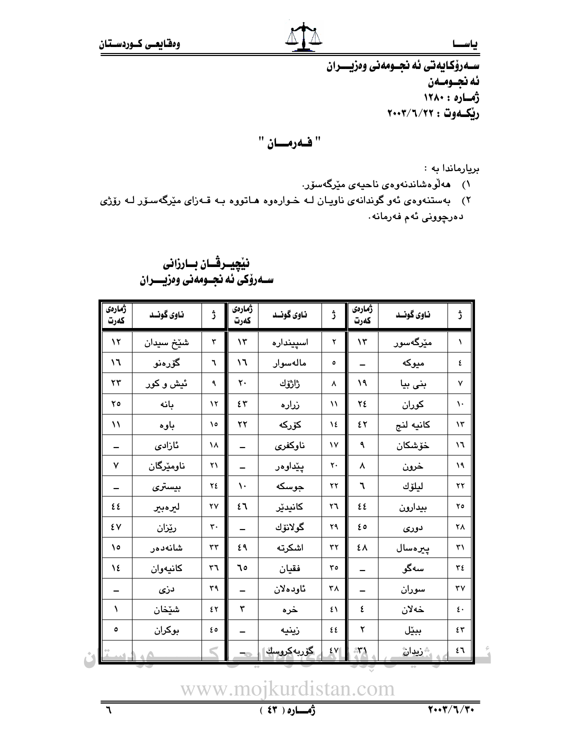سەرۆكایەتی ئەنجومەنی وەزیران

ئەنجومەن

ژمارە : ١٢٨٠

رێكەوت : ٢٠٠٣/٦/٢٢

## " فەرمان "

بریارماندا بە :

١) هەڵوەشاندنەوەی ناحیەی مێرگەسۆر.

٢) بەستنەوەی ئەو گوندانەی ناویان لە خوارەوە هاتووە بە قەزای مێرگەسۆر لە رۆژی دەرچوونی ئەم فەرمانە.

**نێچیرڤان بارزانی**
**سەرۆكی ئەنجومەنی وەزیران**

| ژ | ناوی گوند | ژمارەی كەرت | ژ | ناوی گوند | ژمارەی كەرت | ژ | ناوی گوند | ژمارەی كەرت |
|---|---|---|---|---|---|---|---|---|
| ١ | مێرگەسور | ١٣ | ٢ | اسپیندارە | ١٣ | ٣ | شێخ سیدان | ١٢ |
| ٤ | میوكە | – | ٥ | مالەسوار | ١٦ | ٦ | گۆرەنو | ١٦ |
| ٧ | بنی بیا | ١٩ | ٨ | ژاژۆك | ٢٠ | ٩ | ئیش و كور | ٢٣ |
| ١٠ | كوران | ٢٤ | ١١ | زارە | ٤٣ | ١٢ | بانە | ٢٥ |
| ١٣ | كانیە لنج | ٤٢ | ١٤ | كۆركە | ٢٢ | ١٥ | باوە | ١١ |
| ١٦ | خۆشكان | ٩ | ١٧ | ناوكفری | – | ١٨ | ئازادی | – |
| ١٩ | خرون | ٨ | ٢٠ | پێداوەر | – | ٢١ | ناومێرگان | ٧ |
| ٢٢ | لیلۆك | ٦ | ٢٣ | جوسكە | ١٠ | ٢٤ | بیستری | – |
| ٢٥ | بیدارون | ٤٤ | ٢٦ | كانیدێر | ٤٦ | ٢٧ | لیرەبیر | ٤٤ |
| ٢٨ | دوری | ٤٥ | ٢٩ | گولانۆك | – | ٣٠ | رێزان | ٤٧ |
| ٣١ | پیرەسال | ٤٨ | ٣٢ | اشكرتە | ٤٩ | ٣٣ | شانەدەر | ١٥ |
| ٣٤ | سەگو | – | ٣٥ | فقیان | ٦٥ | ٣٦ | كانیەوان | ١٤ |
| ٣٧ | سوران | – | ٣٨ | ئاودەلان | – | ٣٩ | دزی | – |
| ٤٠ | خەلان | ٤ | ٤١ | خرە | ٣ | ٤٢ | شێخان | ١ |
| ٤٣ | ببێل | ٢ | ٤٤ | زینیە | – | ٤٥ | بوكران | ٥ |
| ٤٦ | زیدان | ٣١ | ٤٧ | گۆربەكروسك | – | | | |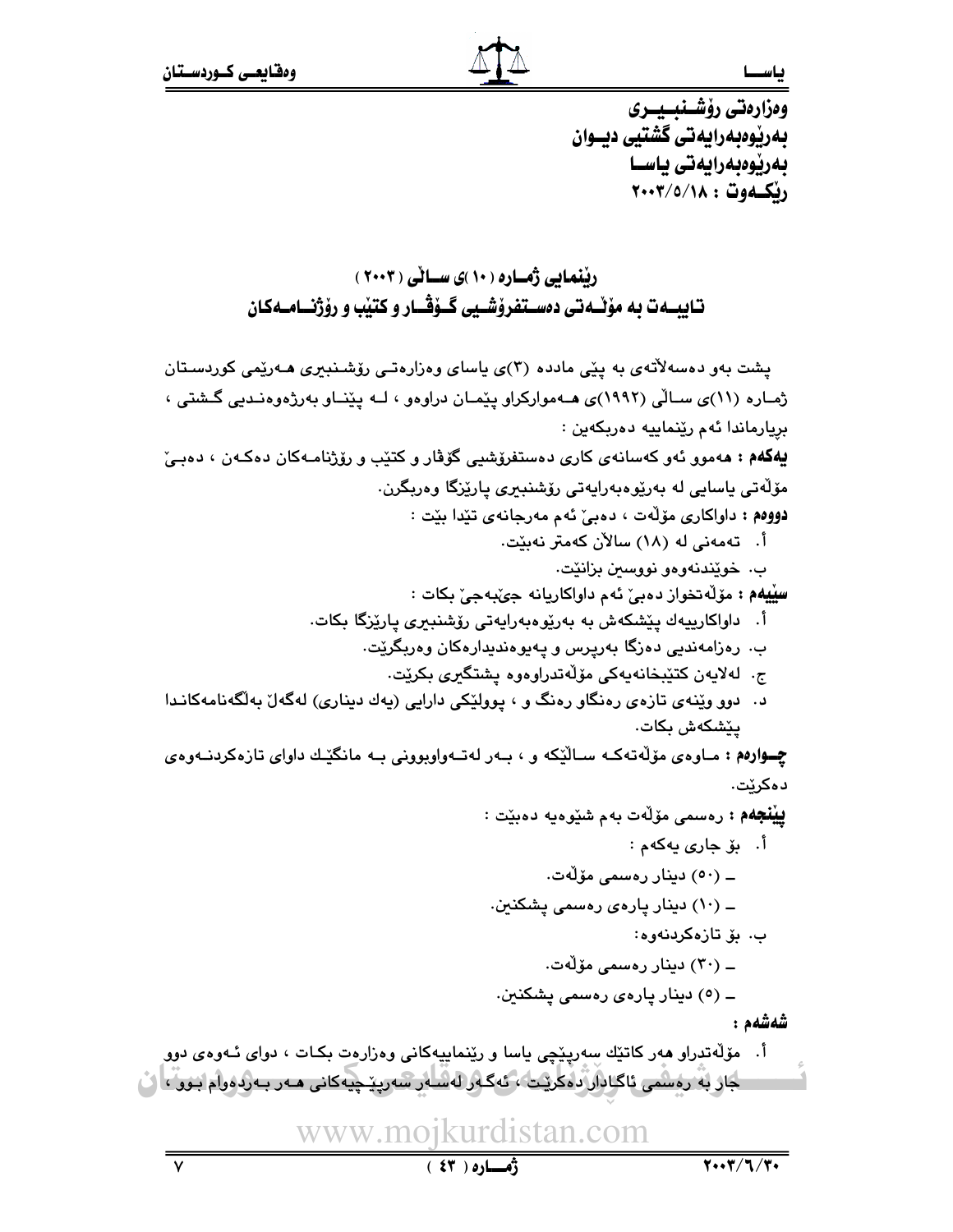وەزارەتی رۆشنبیری
بەرێوەبەرایەتی گشتیی دیوان
بەرێوەبەرایەتی یاسا
رێکەوت : ٢٠٠٣/٥/١٨

## رێنمایی ژمارە (١٠)ی ساڵی (٢٠٠٣)
## تایبەت بە مۆڵەتی دەستفرۆشیی گۆڤار و کتێب و رۆژنامەکان

پشت بەو دەسەڵاتەی بە پێی مادده (٣)ی یاسای وەزارەتی رۆشنبیری هەرێمی کوردستان ژمارە (١١)ی ساڵی (١٩٩٢)ی هەموارکراو پێمان دراوەو ، لە پێناو بەرژەوەندیی گشتی ، بریارماندا ئەم رێنماییە دەربکەین :

**یەکەم :** هەموو ئەو کەسانەی کاری دەستفرۆشیی گۆڤار و کتێب و رۆژنامەکان دەکەن ، دەبێ مۆڵەتی یاسایی لە بەرێوەبەرایەتی رۆشنبیری پارێزگا وەربگرن.

**دووەم :** داواکاری مۆڵەت ، دەبێ ئەم مەرجانەی تێدا بێت :

أ. تەمەنی لە (١٨) ساڵان کەمتر نەبێت.

ب. خوێندنەوەو نووسین بزانێت.

**سێیەم :** مۆڵەتخواز دەبێ ئەم داواکاریانە جێبەجێ بکات :

أ. داواکارییەك پێشکەش بە بەرێوەبەرایەتی رۆشنبیری پارێزگا بکات.

ب. رەزامەندیی دەزگا بەرپرس و پەیوەندیدارەکان وەربگرێت.

ج. لەلایەن کتێبخانەیەکی مۆڵەتدراوەوە پشتگیری بکرێت.

د. دوو وێنەی تازەی رەنگاو رەنگ و ، پوولێکی دارایی (یەك دیناری) لەگەڵ بەڵگەنامەکاندا پێشکەش بکات.

**چوارەم :** ماوەی مۆڵەتەکە ساڵێکە و ، بەر لەتەواوبوونی بە مانگێك داوای تازەکردنەوەی دەکرێت.

**پێنجەم :** رەسمی مۆڵەت بەم شێوەیە دەبێت :

أ. بۆ جاری یەکەم :

- (٥٠) دینار رەسمی مۆڵەت.
- (١٠) دینار پارەی رەسمی پشکنین.

ب. بۆ تازەکردنەوە:

- (٣٠) دینار رەسمی مۆڵەت.
- (٥) دینار پارەی رەسمی پشکنین.

**شەشەم :**

أ. مۆڵەتدراو هەر کاتێك سەرپێچی یاسا و رێنماییەکانی وەزارەت بکات ، دوای ئەوەی دوو جار بە رەسمی ئاگادار دەکرێت ، ئەگەر لەسەر سەرپێچییەکانی هەر بەردەوام بوو ،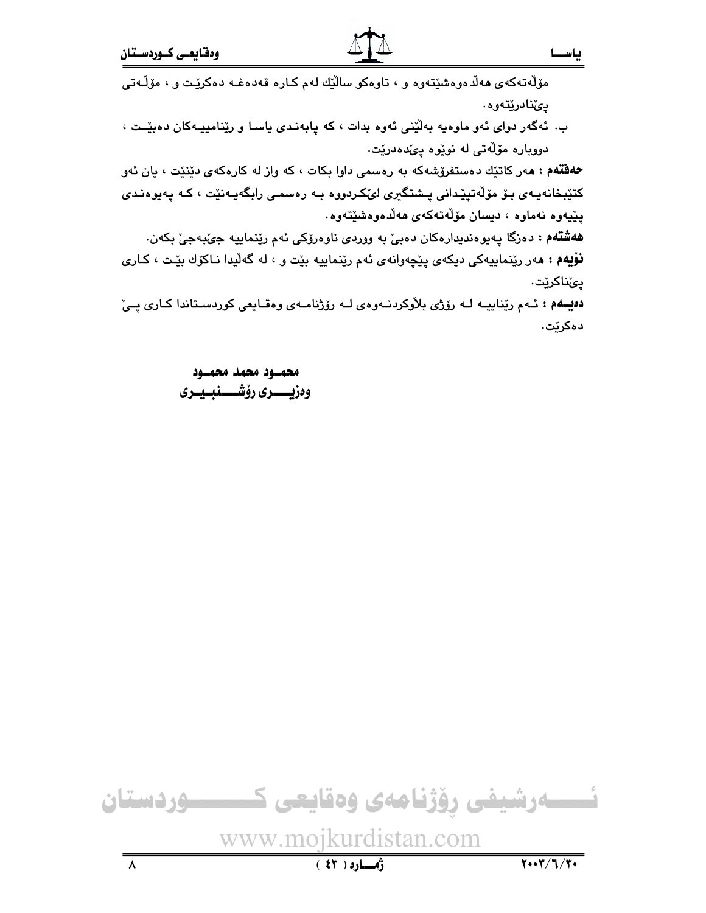مۆڵەتەکەی هەڵدەوەشێتەوە و ، تاوەکو ساڵێك لەم کارە قەدەغە دەکرێت و ، مۆڵەتی پێنادرێتەوە.

ب. ئەگەر دوای ئەو ماوەیە بەڵێنی ئەوە بدات ، کە پابەندی یاسا و رێنامییەکان دەبێت ، دووبارە مۆڵەتی لە نوێوە پێدەدرێت.

**حەفتەم :** هەر کاتێك دەستفرۆشەکە بە رەسمی داوا بکات ، کە واز لە کارەکەی دێنێت ، یان ئەو کتێبخانەیەی بۆ مۆڵەتپێدانی پشتگیری لێکردووە بە رەسمی رابگەیەنێت ، کە پەیوەندی پێیەوە نەماوە ، دیسان مۆڵەتەکەی هەڵدەوەشێتەوە.

**هەشتەم :** دەزگا پەیوەندیدارەکان دەبێ بە ووردی ناوەرۆکی ئەم رێنماییە جێبەجێ بکەن.

**نۆیەم :** هەر رێنماییەکی دیکەی پێچەوانەی ئەم رێنماییە بێت و ، لە گەڵیدا ناکۆك بێت ، کاری پێناکرێت.

**دەیەم :** ئەم رێناییە لە رۆژی بڵاوکردنەوەی لە رۆژنامەی وەقایعی کوردستاندا کاری پێ دەکرێت.

**محمود محمد محمود**
**وەزیری رۆشنبیری**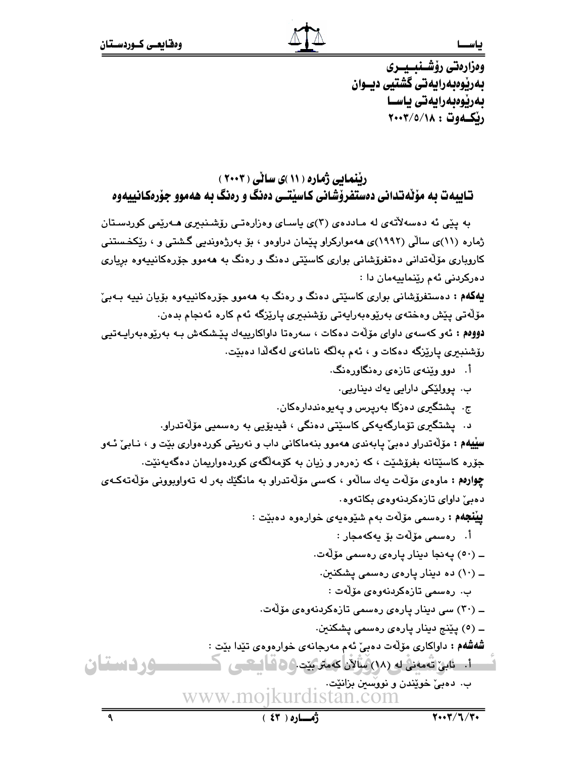وەزارەتی رۆشــنبــیــری
بەرێوەبەرایەتی گشتیی دیــوان
بەرێوەبەرایەتی یاســا
رێکــەوت : ٢٠٠٣/٥/١٨

## رێنمایی ژمارە (١١)ی ساڵی (٢٠٠٣)
## تایبەت بە مۆڵەتدانی دەستفرۆشانی کاسێتــی دەنگ و رەنگ بە هەموو جۆرەکانییەوە

بە پێی ئە دەسەلأتەی لە ماددەی (٣)ی یاسای وەزارەتی رۆشنبیری هەرێمی کوردستان ژمارە (١١)ی ساڵی (١٩٩٢)ی هەموارکراو پێمان دراوەو ، بۆ بەرژەوندیی گشتی و ، رێکخستنی کاروباری مۆڵەتدانی دەتفرۆشانی بواری کاسێتی دەنگ و رەنگ بە هەموو جۆرەکانییەوە بریاری دەرکردنی ئەم رێنماییەمان دا :

**یەکەم :** دەستفرۆشانی بواری کاسێتی دەنگ و رەنگ بە هەموو جۆرەکانییەوە بۆیان نییە بەبێ مۆڵەتی پێش وەختەی بەرێوەبەرایەتی رۆشنبیری پارێزگە ئەم کارە ئەنجام بدەن.

**دووەم :** ئەو کەسەی داوای مۆڵەت دەکات ، سەرەتا داواکارییەك پێشکەش بە بەرێوەبەرایەتیی رۆشنبیری پارێزگە دەکات و ، ئەم بەڵگە نامانەی لەگەڵدا دەبێت.

أ. دوو وێنەی تازەی رەنگاورەنگ.
ب. پوولێکی دارایی یەك دیناریی.
ج. پشتگیری دەزگا بەرپرس و پەیوەندداره‌کان.
د. پشتگیری تۆمارگەیەکی کاسێتی دەنگی ، ڤیدیۆیی بە رەسمیی مۆڵەتدراو.

**سێیەم :** مۆڵەتدراو دەبێ پابەندی هەموو بنەماکانی داب و نەریتی کوردەواری بێت و ، نابێ ئەو جۆرە کاسێتانە بفرۆشێت ، کە زەرەر و زیان بە کۆمەڵگەی کوردەواریمان دەگەیەنێت.

**چوارەم :** ماوەی مۆڵەت یەك ساڵەو ، کەسی مۆڵەتدراو بە مانگێك بەر لە تەواوبوونی مۆڵەتەکەی دەبێ داوای تازەکردنەوەی بکاتەوە.

**پێنجەم :** رەسمی مۆڵەت بەم شێوەیەی خوارەوە دەبێت :

أ. رەسمی مۆڵەت بۆ یەکەمجار :
- (٥٠) پەنجا دینار پارەی رەسمی مۆڵەت.
- (١٠) دە دینار پارەی رەسمی پشکنین.

ب. رەسمی تازەکردنەوەی مۆڵەت :
- (٣٠) سی دینار پارەی رەسمی تازەکردنەوەی مۆڵەت.
- (٥) پێنج دینار پارەی رەسمی پشکنین.

**شەشەم :** داواکاری مۆڵەت دەبێ ئەم مەرجانەی خوارەوەی تێدا بێت :

أ. نابێ تەمەنی لە (١٨) ساڵان کەمتر بێت.
ب. دەبێ خوێندن و نووسین بزانێت.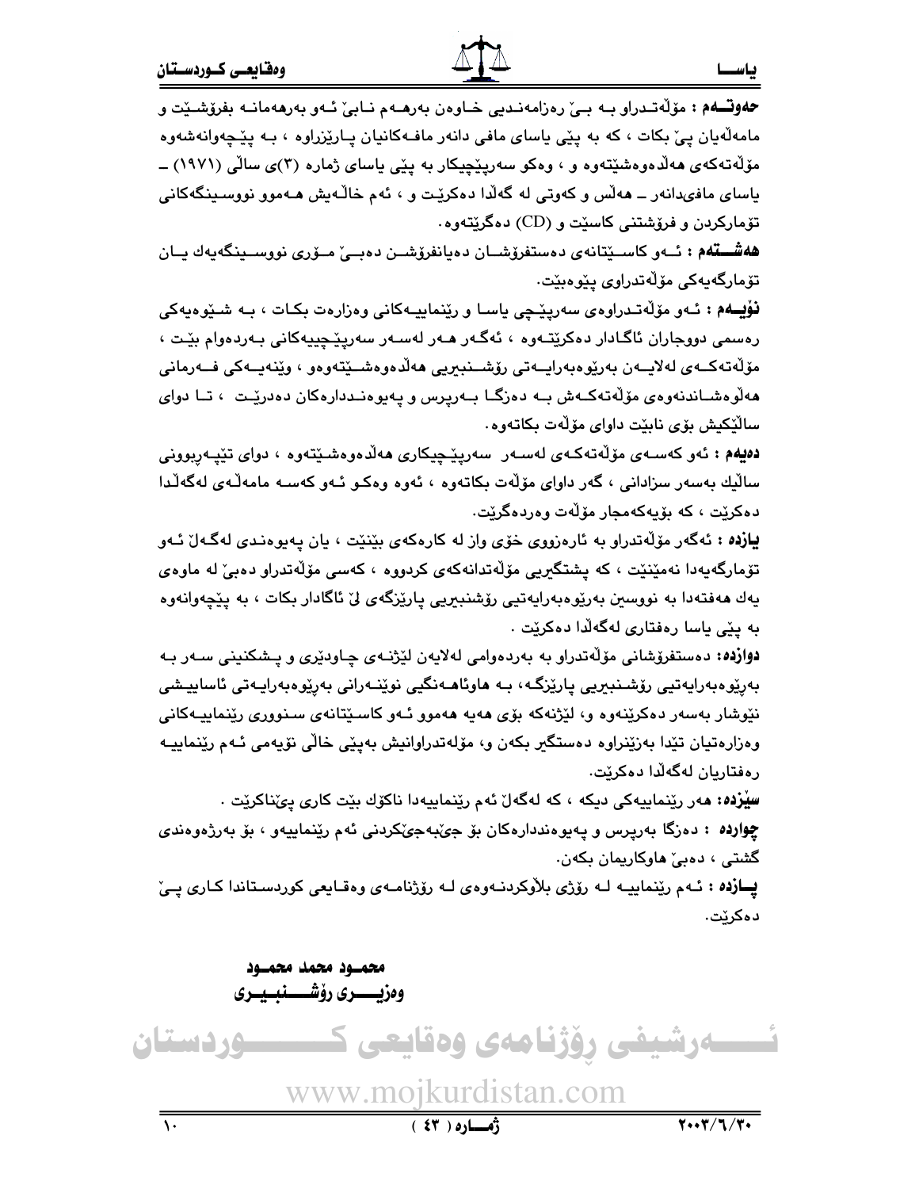**حەوتــەم :** مۆڵەتــدراو بــە بــێ رەزامەنــدیی خــاوەن بەرهــەم نــابێ ئــەو بەرهەمانــە بفرۆشــێت و مامەڵەیان پێ بکات ، کە بە پێی یاسای مافی دانەر مافەکانیان پــارێزراوە ، بــە پێچەوانەشەوە مۆڵەتەکەی هەڵدەوەشێتەوە و ، وەکو سەرپێچیکار بە پێی یاسای ژمارە (٣)ی ساڵی (١٩٧١) ــ یاسای مافیدانەر ــ هەڵس و کەوتی لە گەڵدا دەکرێت و ، ئەم خاڵــەیش هــەموو نووســینگەکانی تۆمارکردن و فرۆشتنی کاسێت و (CD) دەگرێتەوە.

**هەشــتەم :** ئــەو کاســێتانەی دەستفرۆشــان دەیانفرۆشــن دەبــێ مــۆری نووســینگەیەك یــان تۆمارگەیەکی مۆڵەتدراوی پێوەبێت.

**نۆیــەم :** ئــەو مۆڵەتــدراوەی سەرپێچی یاسا و رێنماییــەکانی وەزارەت بکــات ، بــە شــێوەیەکی رەسمی دووجاران ئاگادار دەکرێتــەوە ، ئەگــەر هــەر لەســەر سەرپێچییەکانی بــەردەوام بێــت ، مۆڵەتەکــەی لەلایــەن بەڕێوەبەرایــەتی رۆشــنبیریی هەڵدەوەشــێتەوەو ، وێنەیــەکی فــەرمانی هەڵوەشــاندنەوەی مۆڵەتەکــەش بــە دەزگــا بــەرپرس و پەیوەنــددارەکان دەدرێــت ، تــا دوای ساڵێکیش بۆی نابێت داوای مۆڵەت بکاتەوە.

**دەیەم :** ئەو کەســەی مۆڵەتەکــەی لەســەر سەرپێچیکاری هەڵدەوەشێتەوە ، دوای تێپــەڕبوونی ساڵێك بەسەر سزادانی ، گەر داوای مۆڵەت بکاتەوە ، ئەوە وەکــو ئــەو کەســە مامەڵــەی لەگەڵــدا دەکرێت ، کە بۆیەکەمجار مۆڵەت وەردەگرێت.

**یازدە :** ئەگەر مۆڵەتدراو بە ئارەزووی خۆی واز لە کارەکەی بێنێت ، یان پەیوەنــدی لەگــەڵ ئــەو تۆمارگەیەدا نەمێنێت ، کە پشتگیریی مۆڵەتدانەکەی کردووە ، کەسی مۆڵەتدراو دەبێ لە ماوەی یەك هەفتەدا بە نووسین بەڕێوەبەرایەتیی رۆشنبیریی پارێزگەی لێ ئاگادار بکات ، بە پێچەوانەوە بە پێی یاسا رەفتاری لەگەڵدا دەکرێت .

**دوازدە:** دەستفرۆشانی مۆڵەتدراو بە بەردەوامی لەلایەن لێژنــەی چــاودێری و پــشکنینی ســەر بــە بەڕێوەبەرایەتیی رۆشــنبیریی پارێزگــە، بــە هاوئاهــەنگیی نوێنــەرانی بەڕێوەبەرایــەتی ئاسایــشی نێوشار بەسەر دەکرێنەوە و، لێژنەکە بۆی هەیە هەموو ئــەو کاسێتانەی ســنووری رێنماییــەکانی وەزارەتیان تێدا بەزێنراوە دەستگیر بکەن و، مۆلەتدراوانیش بەپێی خاڵی نۆیەمی ئــەم رێنماییــە رەفتاریان لەگەڵدا دەکرێت.

**سێزدە:** هەر رێنماییەکی دیکە ، کە لەگەڵ ئەم رێنماییەدا ناکۆك بێت کاری پێناکرێت .

**چواردە :** دەزگا بەرپرس و پەیوەنددارەکان بۆ جێبەجێکردنی ئەم رێنماییەو ، بۆ بەرژەوەندی گشتی ، دەبێ هاوکاریمان بکەن.

**پــازدە :** ئــەم رێنماییــە لــە رۆژی بڵاوکردنــەوەی لــە رۆژنامــەی وەقــایعی کوردســتاندا کــاری پــێ دەکرێت.

**محمــود محمد محمــود**
**وەزیـــــری رۆشـــــنبـیـــری**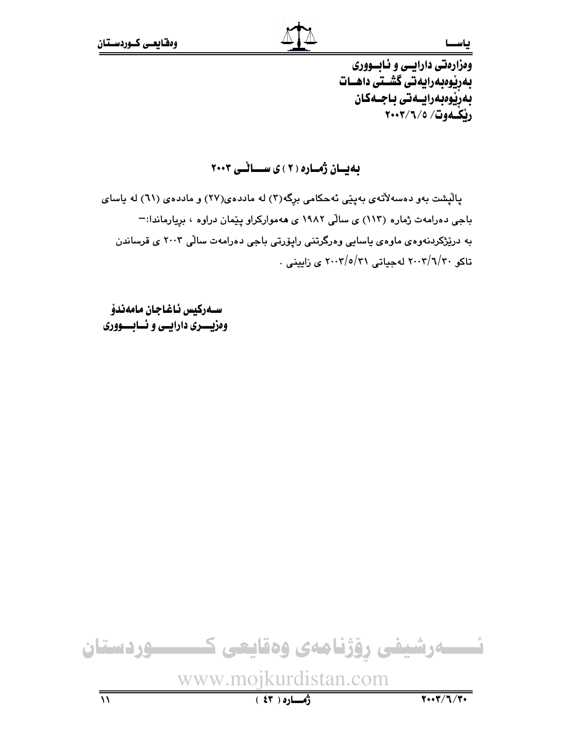وەزارەتی دارایی و ئابووری
بەڕێوەبەرایەتی گشتی داهات
بەڕێوەبەرایەتی باجەکان
ڕێکەوت/ ٢٠٠٣/٦/٥

## بەیان ژمارە (٢) ی ساڵی ٢٠٠٣

پاڵپشت بەو دەسەڵاتەی بەپێی ئەحکامی بڕگە(٣) لە ماددەی(٢٧) و ماددەی (٦١) لە یاسای باجی دەرامەت ژمارە (١١٣) ی ساڵی ١٩٨٢ ی هەموارکراو پێمان دراوە ، بڕیارماندا:-
بە درێژکردنەوەی ماوەی یاسایی وەرگرتنی ڕاپۆرتی باجی دەرامەت ساڵی ٢٠٠٣ ی قرساندن تاکو ٢٠٠٣/٦/٣٠ لەجیاتی ٢٠٠٣/٥/٣١ ی زایینی .

**سەرکیس ئاغاجان مامەندۆ**
**وەزیری دارایی و ئابووری**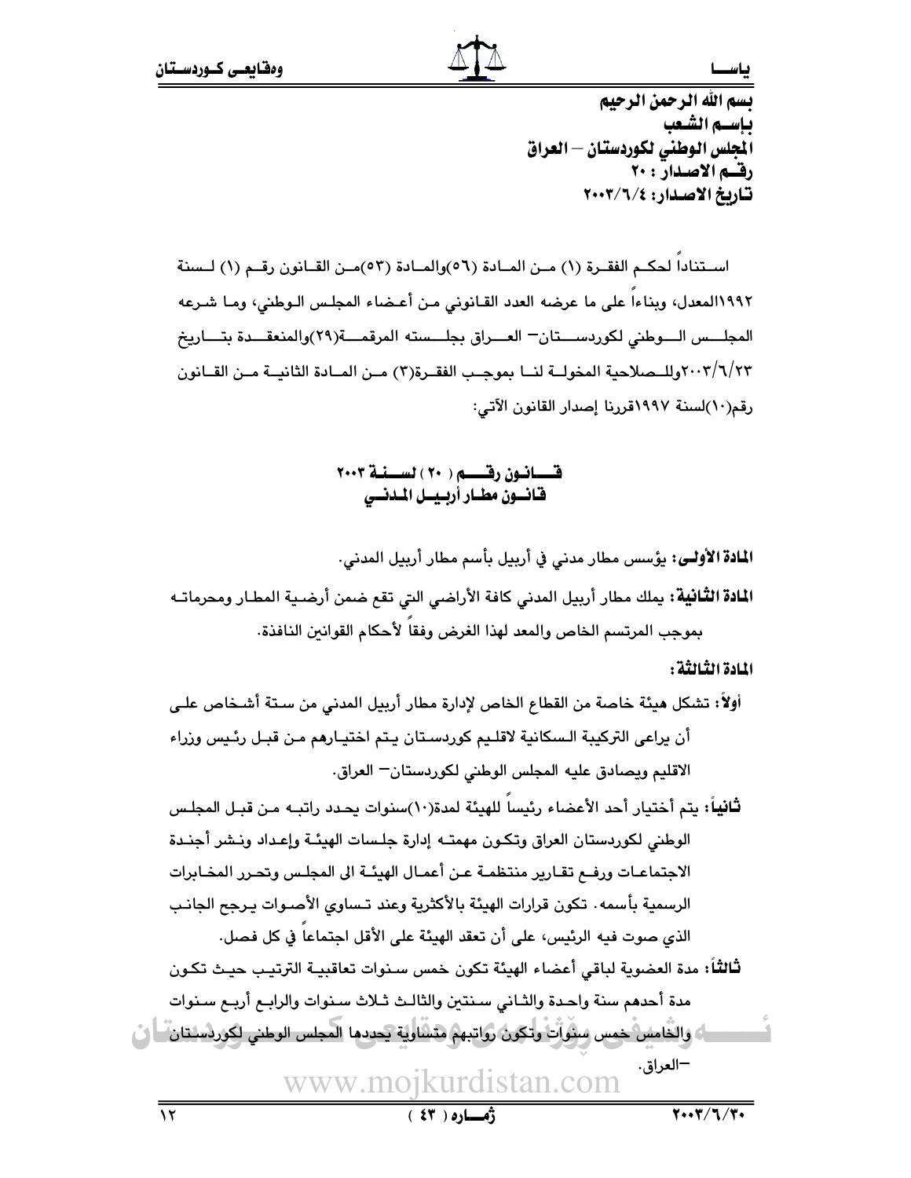بسم الله الرحمن الرحيم
بإسم الشعب
المجلس الوطني لكوردستان – العراق
رقم الاصدار : ٢٠
تاريخ الاصدار: ٢٠٠٣/٦/٤

استناداً لحكم الفقرة (١) من المادة (٥٦)والمادة (٥٣)من القانون رقم (١) لسنة ١٩٩٢المعدل، وبناءاً على ما عرضه العدد القانوني من أعضاء المجلس الوطني، وما شرعه المجلس الوطني لكوردستان– العراق بجلسته المرقمة(٢٩)والمنعقدة بتاريخ ٢٠٠٣/٦/٢٣وللصلاحية المخولة لنا بموجب الفقرة(٣) من المادة الثانية من القانون رقم(١٠)لسنة ١٩٩٧قررنا إصدار القانون الآتي:

## قانون رقم ( ٢٠ ) لسنة ٢٠٠٣
## قانون مطار أربيل المدني

**المادة الأولى:** يؤسس مطار مدني في أربيل بأسم مطار أربيل المدني.

**المادة الثانية:** يملك مطار أربيل المدني كافة الأراضي التي تقع ضمن أرضية المطار ومحرماته بموجب المرتسم الخاص والمعد لهذا الغرض وفقاً لأحكام القوانين النافذة.

**المادة الثالثة:**

**أولاً:** تشكل هيئة خاصة من القطاع الخاص لإدارة مطار أربيل المدني من ستة أشخاص على أن يراعى التركيبة السكانية لاقليم كوردستان يتم اختيارهم من قبل رئيس وزراء الاقليم ويصادق عليه المجلس الوطني لكوردستان– العراق.

**ثانياً:** يتم أختيار أحد الأعضاء رئيساً للهيئة لمدة(١٠)سنوات يحدد راتبه من قبل المجلس الوطني لكوردستان العراق وتكون مهمته إدارة جلسات الهيئة وإعداد ونشر أجندة الاجتماعات ورفع تقارير منتظمة عن أعمال الهيئة الى المجلس وتحرر المخابرات الرسمية بأسمه. تكون قرارات الهيئة بالأكثرية وعند تساوي الأصوات يرجح الجانب الذي صوت فيه الرئيس، على أن تعقد الهيئة على الأقل اجتماعاً في كل فصل.

**ثالثاً:** مدة العضوية لباقي أعضاء الهيئة تكون خمس سنوات تعاقبية الترتيب حيث تكون مدة أحدهم سنة واحدة والثاني سنتين والثالث ثلاث سنوات والرابع أربع سنوات والخامس خمس سنوات وتكون رواتبهم متساوية يحددها المجلس الوطني لكوردستان –العراق.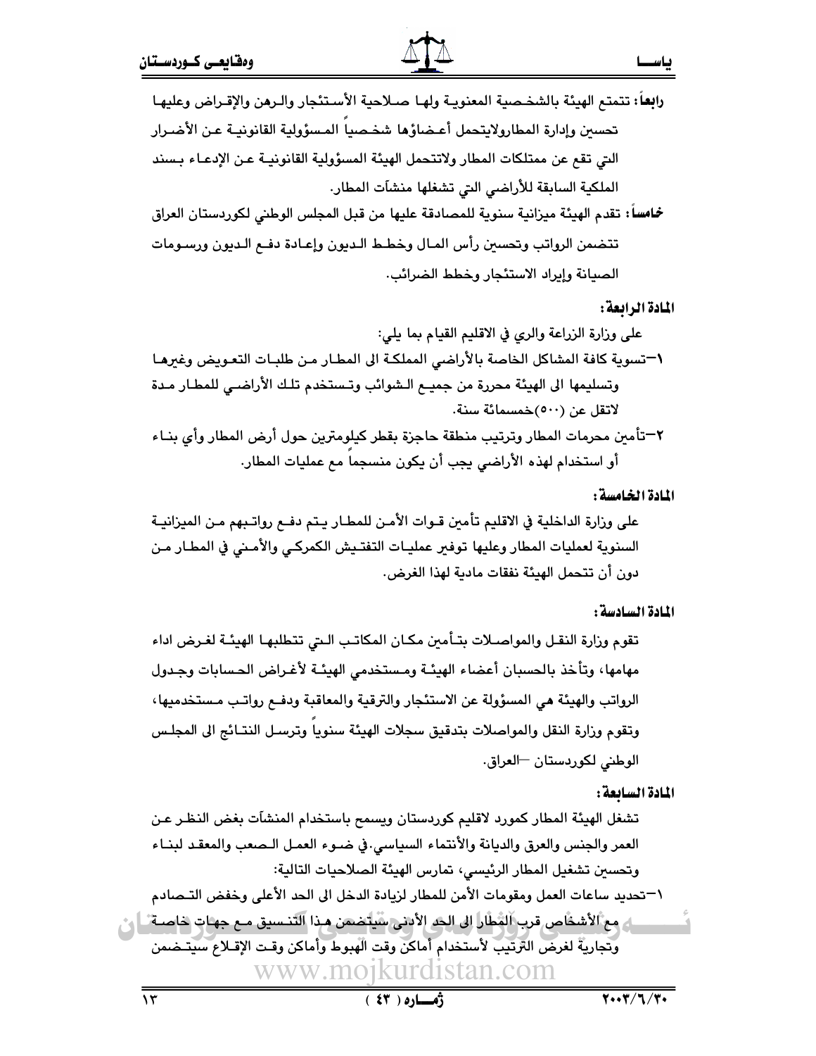**رابعاً:** تتمتع الهيئة بالشخصية المعنوية ولها صلاحية الأستئجار والرهن والإقراض وعليها تحسين وإدارة المطارولايتحمل أعضاؤها شخصياً المسؤولية القانونية عن الأضرار التي تقع عن ممتلكات المطار ولاتتحمل الهيئة المسؤولية القانونية عن الإدعاء بسند الملكية السابقة للأراضي التي تشغلها منشآت المطار.

**خامساً:** تقدم الهيئة ميزانية سنوية للمصادقة عليها من قبل المجلس الوطني لكوردستان العراق تتضمن الرواتب وتحسين رأس المال وخطط الديون وإعادة دفع الديون ورسومات الصيانة وإيراد الاستئجار وخطط الضرائب.

**المادة الرابعة:**

على وزارة الزراعة والري في الاقليم القيام بما يلي:

١–تسوية كافة المشاكل الخاصة بالأراضي المملكة الى المطار من طلبات التعويض وغيرها وتسليمها الى الهيئة محررة من جميع الشوائب وتستخدم تلك الأراضي للمطار مدة لاتقل عن (٥٠٠)خمسمائة سنة.

٢–تأمين محرمات المطار وترتيب منطقة حاجزة بقطر كيلومترين حول أرض المطار وأي بناء أو استخدام لهذه الأراضي يجب أن يكون منسجماً مع عمليات المطار.

**المادة الخامسة:**

على وزارة الداخلية في الاقليم تأمين قوات الأمن للمطار يتم دفع رواتبهم من الميزانية السنوية لعمليات المطار وعليها توفير عمليات التفتيش الكمركي والأمني في المطار من دون أن تتحمل الهيئة نفقات مادية لهذا الغرض.

**المادة السادسة:**

تقوم وزارة النقل والمواصلات بتأمين مكان المكاتب التي تتطلبها الهيئة لغرض اداء مهامها، وتأخذ بالحسبان أعضاء الهيئة ومستخدمي الهيئة لأغراض الحسابات وجدول الرواتب والهيئة هي المسؤولة عن الاستئجار والترقية والمعاقبة ودفع رواتب مستخدميها، وتقوم وزارة النقل والمواصلات بتدقيق سجلات الهيئة سنوياً وترسل النتائج الى المجلس الوطني لكوردستان –العراق.

**المادة السابعة:**

تشغل الهيئة المطار كمورد لاقليم كوردستان ويسمح باستخدام المنشآت بغض النظر عن العمر والجنس والعرق والديانة والأنتماء السياسي.في ضوء العمل الصعب والمعقد لبناء وتحسين تشغيل المطار الرئيسي، تمارس الهيئة الصلاحيات التالية:

١–تحديد ساعات العمل ومقومات الأمن للمطار لزيادة الدخل الى الحد الأعلى وخفض التصادم مع الأشخاص قرب المطار الى الحد الأدنى سيتضمن هذا التنسيق مع جهات خاصة وتجارية لغرض الترتيب لأستخدام أماكن وقت الهبوط وأماكن وقت الإقلاع سيتضمن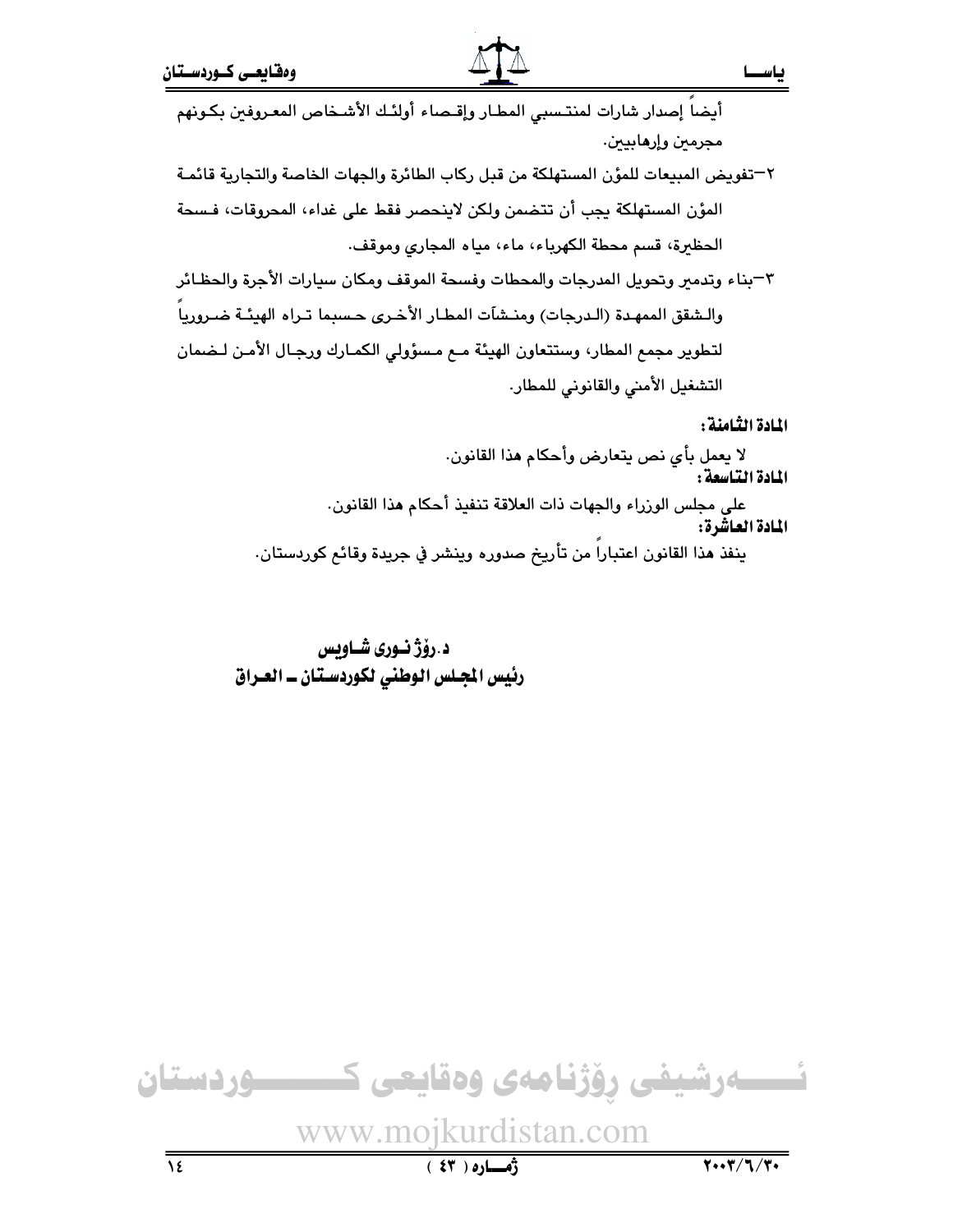أيضاً إصدار شارات لمنتسبي المطار وإقصاء أولئك الأشخاص المعروفين بكونهم مجرمين وإرهابيين.

٢–تفويض المبيعات للمؤن المستهلكة من قبل ركاب الطائرة والجهات الخاصة والتجارية قائمة المؤن المستهلكة يجب أن تتضمن ولكن لاينحصر فقط على غداء، المحروقات، فسحة الحظيرة، قسم محطة الكهرباء، ماء، مياه المجاري وموقف.

٣–بناء وتدمير وتحويل المدرجات والمحطات وفسحة الموقف ومكان سيارات الأجرة والحظائر والشقق الممهدة (الدرجات) ومنشآت المطار الأخرى حسبما تراه الهيئة ضرورياً لتطوير مجمع المطار، وستتعاون الهيئة مع مسؤولي الكمارك ورجال الأمن لضمان التشغيل الأمني والقانوني للمطار.

**المادة الثامنة :**

لا يعمل بأي نص يتعارض وأحكام هذا القانون.

**المادة التاسعة :**

على مجلس الوزراء والجهات ذات العلاقة تنفيذ أحكام هذا القانون.

**المادة العاشرة:**

ينفذ هذا القانون اعتباراً من تأريخ صدوره وينشر في جريدة وقائع كوردستان.

**د.رۆژ نوری شاويس**
**رئيس المجلس الوطني لكوردستان ــ العراق**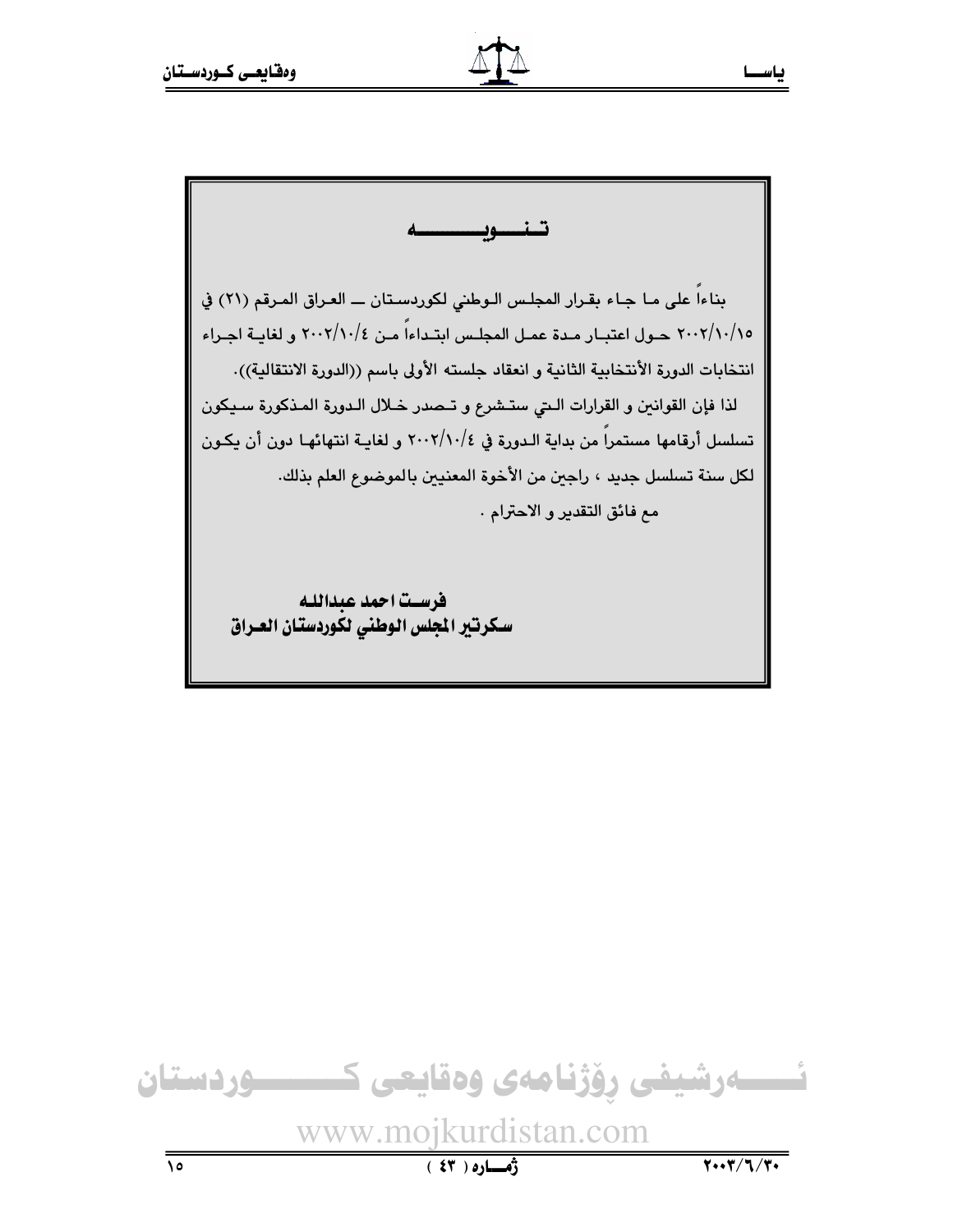## تنويه

بناءاً على ما جاء بقرار المجلس الوطني لكوردستان ــ العراق المرقم (٢١) في ٢٠٠٢/١٠/١٥ حول اعتبار مدة عمل المجلس ابتداءاً من ٢٠٠٢/١٠/٤ و لغاية اجراء انتخابات الدورة الأنتخابية الثانية و انعقاد جلسته الأولى باسم ((الدورة الانتقالية)).

لذا فإن القوانين و القرارات التي ستشرع و تصدر خلال الدورة المذكورة سيكون تسلسل أرقامها مستمراً من بداية الدورة في ٢٠٠٢/١٠/٤ و لغاية انتهائها دون أن يكون لكل سنة تسلسل جديد ، راجين من الأخوة المعنيين بالموضوع العلم بذلك.

مع فائق التقدير و الاحترام .

**فرست احمد عبدالله**
**سكرتير المجلس الوطني لكوردستان العراق**